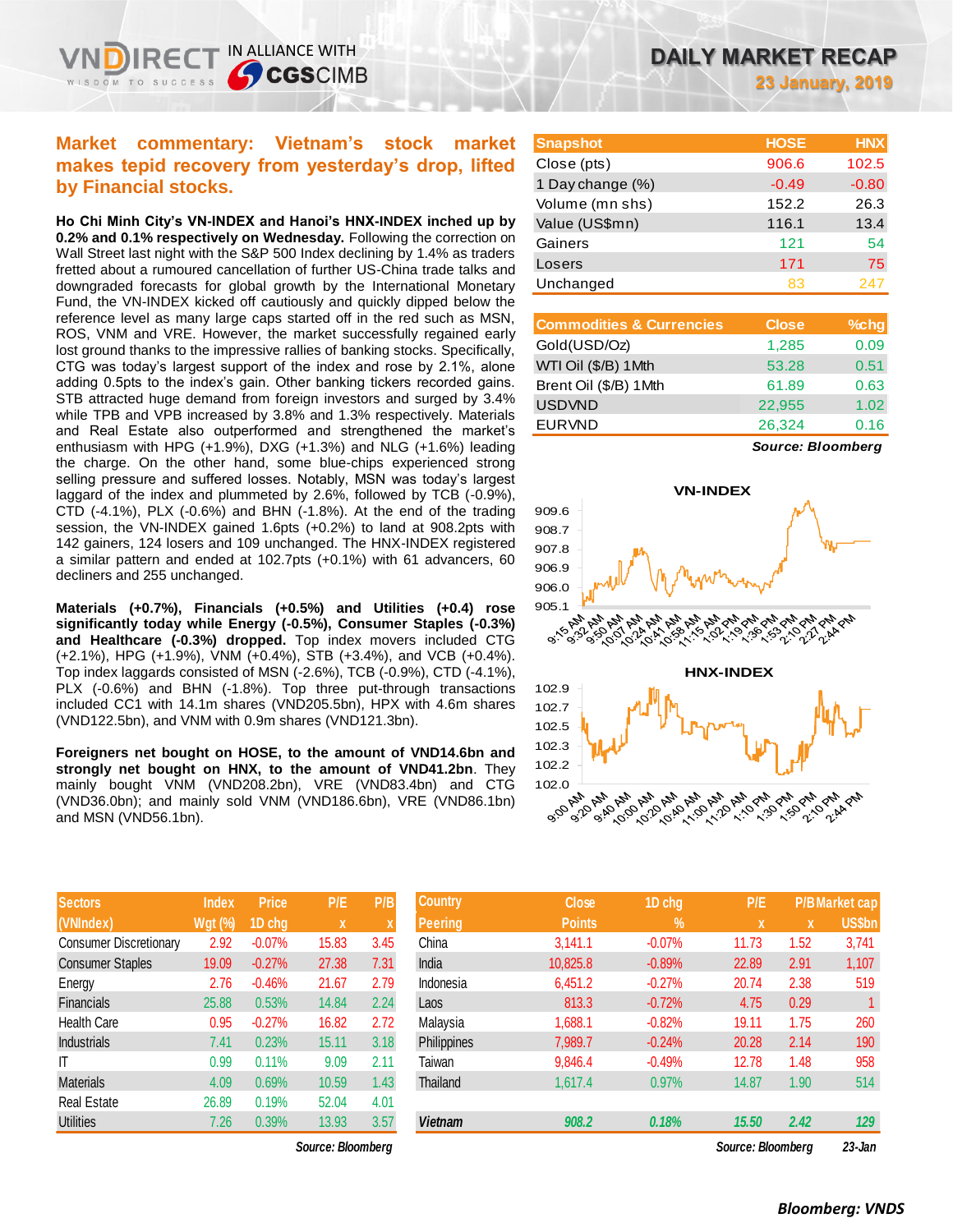# DAILY MARKET RECAP

**23 January, 2019**

## Market commentary: Vietnam's stock market makes tepid recovery from yesterday's drop, lifted by Financial stocks.

**Ho Chi Minh City's VN-INDEX and Hanoi's HNX-INDEX inched up by 0.2% and 0.1% respectively on Wednesday.** Following the correction on Wall Street last night with the S&P 500 Index declining by 1.4% as traders fretted about a rumoured cancellation of further US-China trade talks and downgraded forecasts for global growth by the International Monetary Fund, the VN-INDEX kicked off cautiously and quickly dipped below the reference level as many large caps started off in the red such as MSN, ROS, VNM and VRE. However, the market successfully regained early lost ground thanks to the impressive rallies of banking stocks. Specifically, CTG was today's largest support of the index and rose by 2.1%, alone adding 0.5pts to the index's gain. Other banking tickers recorded gains. STB attracted huge demand from foreign investors and surged by 3.4% while TPB and VPB increased by 3.8% and 1.3% respectively. Materials and Real Estate also outperformed and strengthened the market's enthusiasm with HPG (+1.9%), DXG (+1.3%) and NLG (+1.6%) leading the charge. On the other hand, some blue-chips experienced strong selling pressure and suffered losses. Notably, MSN was today's largest laggard of the index and plummeted by 2.6%, followed by TCB (-0.9%), CTD (-4.1%), PLX (-0.6%) and BHN (-1.8%). At the end of the trading session, the VN-INDEX gained 1.6pts (+0.2%) to land at 908.2pts with 142 gainers, 124 losers and 109 unchanged. The HNX-INDEX registered a similar pattern and ended at 102.7pts (+0.1%) with 61 advancers, 60 decliners and 255 unchanged.

**Materials (+0.7%), Financials (+0.5%) and Utilities (+0.4) rose significantly today while Energy (-0.5%), Consumer Staples (-0.3%) and Healthcare (-0.3%) dropped.** Top index movers included CTG (+2.1%), HPG (+1.9%), VNM (+0.4%), STB (+3.4%), and VCB (+0.4%). Top index laggards consisted of MSN (-2.6%), TCB (-0.9%), CTD (-4.1%), PLX (-0.6%) and BHN (-1.8%). Top three put-through transactions included CC1 with 14.1m shares (VND205.5bn), HPX with 4.6m shares (VND122.5bn), and VNM with 0.9m shares (VND121.3bn).

**Foreigners net bought on HOSE, to the amount of VND14.6bn and strongly net bought on HNX, to the amount of VND41.2bn.** They mainly bought VNM (VND208.2bn), VRE (VND83.4bn) and CTG (VND36.0bn); and mainly sold VNM (VND186.6bn), VRE (VND86.1bn) and MSN (VND56.1bn).

| Snapshot | HOSE | HNX |
|---|---|---|
| Close (pts) | 906.6 | 102.5 |
| 1 Day change (%) | -0.49 | -0.80 |
| Volume (mn shs) | 152.2 | 26.3 |
| Value (US$mn) | 116.1 | 13.4 |
| Gainers | 121 | 54 |
| Losers | 171 | 75 |
| Unchanged | 83 | 247 |

| Commodities & Currencies | Close | %chg |
|---|---|---|
| Gold(USD/Oz) | 1,285 | 0.09 |
| WTI Oil ($/B) 1Mth | 53.28 | 0.51 |
| Brent Oil ($/B) 1Mth | 61.89 | 0.63 |
| USDVND | 22,955 | 1.02 |
| EURVND | 26,324 | 0.16 |

*Source: Bloomberg*

VN-INDEX

HNX-INDEX

| Sectors (VNIndex) | Index Wgt (%) | Price 1D chg | P/E x | P/B x |
|---|---|---|---|---|
| Consumer Discretionary | 2.92 | -0.07% | 15.83 | 3.45 |
| Consumer Staples | 19.09 | -0.27% | 27.38 | 7.31 |
| Energy | 2.76 | -0.46% | 21.67 | 2.79 |
| Financials | 25.88 | 0.53% | 14.84 | 2.24 |
| Health Care | 0.95 | -0.27% | 16.82 | 2.72 |
| Industrials | 7.41 | 0.23% | 15.11 | 3.18 |
| IT | 0.99 | 0.11% | 9.09 | 2.11 |
| Materials | 4.09 | 0.69% | 10.59 | 1.43 |
| Real Estate | 26.89 | 0.19% | 52.04 | 4.01 |
| Utilities | 7.26 | 0.39% | 13.93 | 3.57 |

*Source: Bloomberg*

| Country Peering | Close Points | 1D chg % | P/E x | P/B x | Market cap US$bn |
|---|---|---|---|---|---|
| China | 3,141.1 | -0.07% | 11.73 | 1.52 | 3,741 |
| India | 10,825.8 | -0.89% | 22.89 | 2.91 | 1,107 |
| Indonesia | 6,451.2 | -0.27% | 20.74 | 2.38 | 519 |
| Laos | 813.3 | -0.72% | 4.75 | 0.29 | 1 |
| Malaysia | 1,688.1 | -0.82% | 19.11 | 1.75 | 260 |
| Philippines | 7,989.7 | -0.24% | 20.28 | 2.14 | 190 |
| Taiwan | 9,846.4 | -0.49% | 12.78 | 1.48 | 958 |
| Thailand | 1,617.4 | 0.97% | 14.87 | 1.90 | 514 |
| ***Vietnam*** | ***908.2*** | ***0.18%*** | ***15.50*** | ***2.42*** | ***129*** |

*Source: Bloomberg* *23-Jan*

*Bloomberg: VNDS*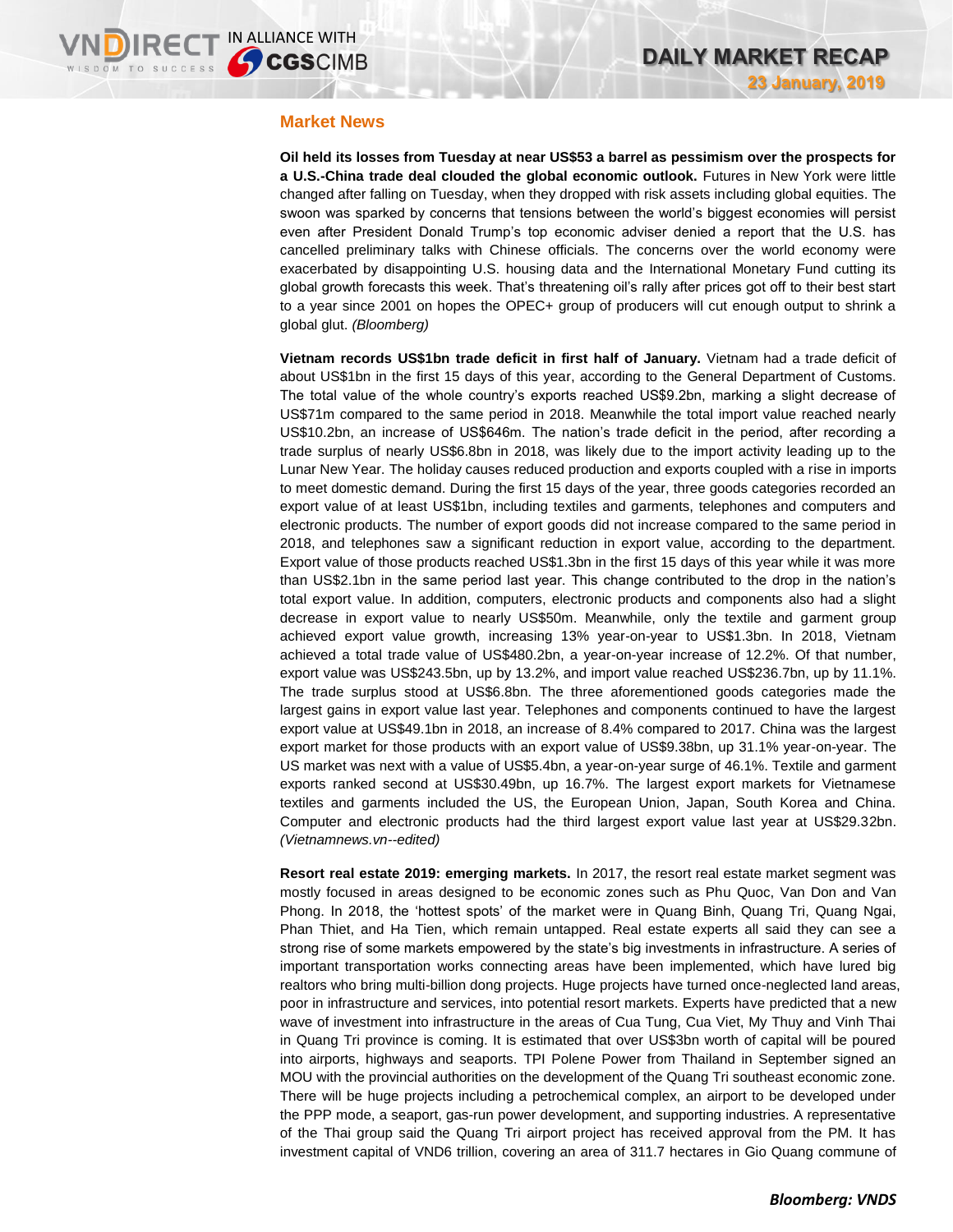## Market News

**Oil held its losses from Tuesday at near US$53 a barrel as pessimism over the prospects for a U.S.-China trade deal clouded the global economic outlook.** Futures in New York were little changed after falling on Tuesday, when they dropped with risk assets including global equities. The swoon was sparked by concerns that tensions between the world's biggest economies will persist even after President Donald Trump's top economic adviser denied a report that the U.S. has cancelled preliminary talks with Chinese officials. The concerns over the world economy were exacerbated by disappointing U.S. housing data and the International Monetary Fund cutting its global growth forecasts this week. That's threatening oil's rally after prices got off to their best start to a year since 2001 on hopes the OPEC+ group of producers will cut enough output to shrink a global glut. *(Bloomberg)*

**Vietnam records US$1bn trade deficit in first half of January.** Vietnam had a trade deficit of about US$1bn in the first 15 days of this year, according to the General Department of Customs. The total value of the whole country's exports reached US$9.2bn, marking a slight decrease of US$71m compared to the same period in 2018. Meanwhile the total import value reached nearly US$10.2bn, an increase of US$646m. The nation's trade deficit in the period, after recording a trade surplus of nearly US$6.8bn in 2018, was likely due to the import activity leading up to the Lunar New Year. The holiday causes reduced production and exports coupled with a rise in imports to meet domestic demand. During the first 15 days of the year, three goods categories recorded an export value of at least US$1bn, including textiles and garments, telephones and computers and electronic products. The number of export goods did not increase compared to the same period in 2018, and telephones saw a significant reduction in export value, according to the department. Export value of those products reached US$1.3bn in the first 15 days of this year while it was more than US$2.1bn in the same period last year. This change contributed to the drop in the nation's total export value. In addition, computers, electronic products and components also had a slight decrease in export value to nearly US$50m. Meanwhile, only the textile and garment group achieved export value growth, increasing 13% year-on-year to US$1.3bn. In 2018, Vietnam achieved a total trade value of US$480.2bn, a year-on-year increase of 12.2%. Of that number, export value was US$243.5bn, up by 13.2%, and import value reached US$236.7bn, up by 11.1%. The trade surplus stood at US$6.8bn. The three aforementioned goods categories made the largest gains in export value last year. Telephones and components continued to have the largest export value at US$49.1bn in 2018, an increase of 8.4% compared to 2017. China was the largest export market for those products with an export value of US$9.38bn, up 31.1% year-on-year. The US market was next with a value of US$5.4bn, a year-on-year surge of 46.1%. Textile and garment exports ranked second at US$30.49bn, up 16.7%. The largest export markets for Vietnamese textiles and garments included the US, the European Union, Japan, South Korea and China. Computer and electronic products had the third largest export value last year at US$29.32bn. *(Vietnamnews.vn--edited)*

**Resort real estate 2019: emerging markets.** In 2017, the resort real estate market segment was mostly focused in areas designed to be economic zones such as Phu Quoc, Van Don and Van Phong. In 2018, the 'hottest spots' of the market were in Quang Binh, Quang Tri, Quang Ngai, Phan Thiet, and Ha Tien, which remain untapped. Real estate experts all said they can see a strong rise of some markets empowered by the state's big investments in infrastructure. A series of important transportation works connecting areas have been implemented, which have lured big realtors who bring multi-billion dong projects. Huge projects have turned once-neglected land areas, poor in infrastructure and services, into potential resort markets. Experts have predicted that a new wave of investment into infrastructure in the areas of Cua Tung, Cua Viet, My Thuy and Vinh Thai in Quang Tri province is coming. It is estimated that over US$3bn worth of capital will be poured into airports, highways and seaports. TPI Polene Power from Thailand in September signed an MOU with the provincial authorities on the development of the Quang Tri southeast economic zone. There will be huge projects including a petrochemical complex, an airport to be developed under the PPP mode, a seaport, gas-run power development, and supporting industries. A representative of the Thai group said the Quang Tri airport project has received approval from the PM. It has investment capital of VND6 trillion, covering an area of 311.7 hectares in Gio Quang commune of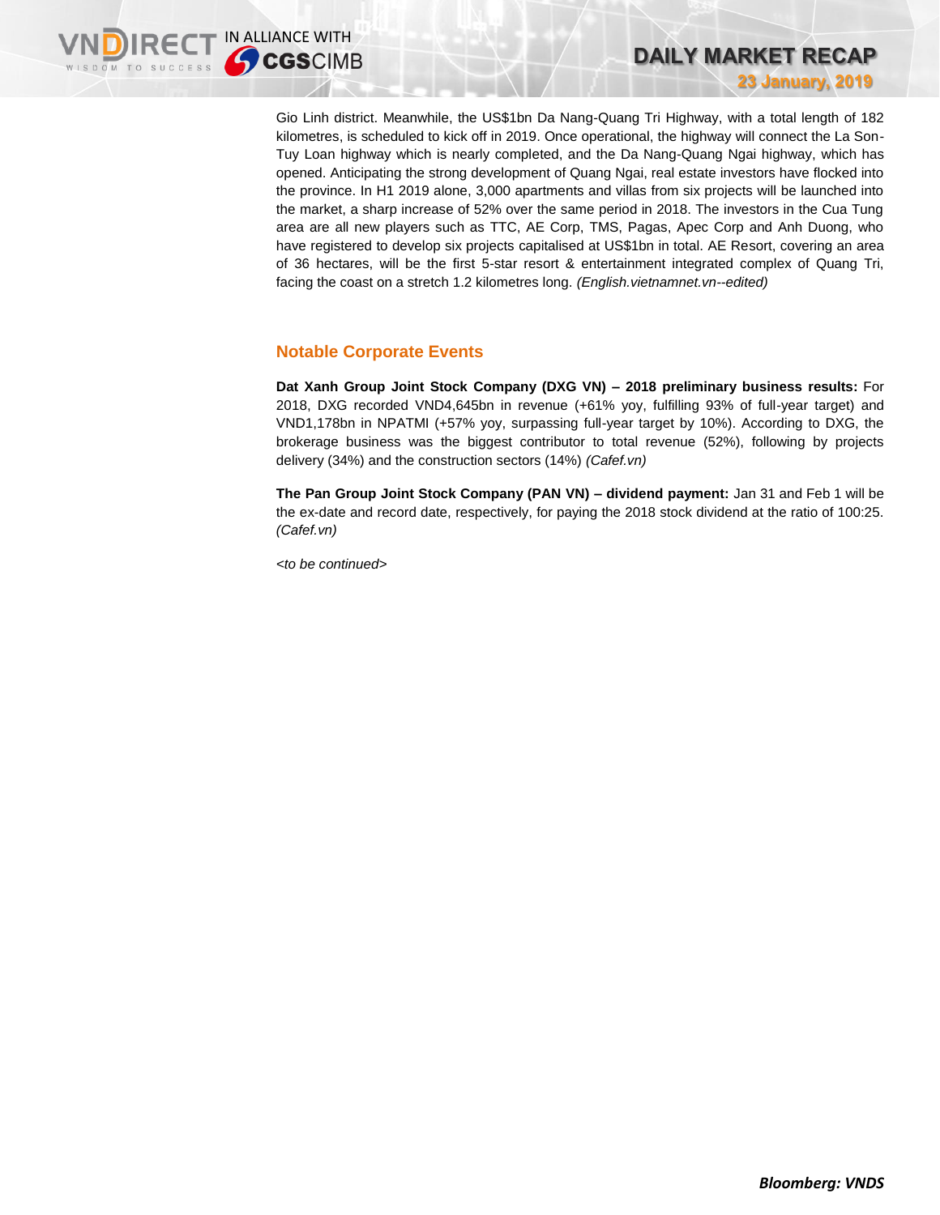Gio Linh district. Meanwhile, the US$1bn Da Nang-Quang Tri Highway, with a total length of 182 kilometres, is scheduled to kick off in 2019. Once operational, the highway will connect the La Son-Tuy Loan highway which is nearly completed, and the Da Nang-Quang Ngai highway, which has opened. Anticipating the strong development of Quang Ngai, real estate investors have flocked into the province. In H1 2019 alone, 3,000 apartments and villas from six projects will be launched into the market, a sharp increase of 52% over the same period in 2018. The investors in the Cua Tung area are all new players such as TTC, AE Corp, TMS, Pagas, Apec Corp and Anh Duong, who have registered to develop six projects capitalised at US$1bn in total. AE Resort, covering an area of 36 hectares, will be the first 5-star resort & entertainment integrated complex of Quang Tri, facing the coast on a stretch 1.2 kilometres long. *(English.vietnamnet.vn--edited)*

## Notable Corporate Events

**Dat Xanh Group Joint Stock Company (DXG VN) – 2018 preliminary business results:** For 2018, DXG recorded VND4,645bn in revenue (+61% yoy, fulfilling 93% of full-year target) and VND1,178bn in NPATMI (+57% yoy, surpassing full-year target by 10%). According to DXG, the brokerage business was the biggest contributor to total revenue (52%), following by projects delivery (34%) and the construction sectors (14%) *(Cafef.vn)*

**The Pan Group Joint Stock Company (PAN VN) – dividend payment:** Jan 31 and Feb 1 will be the ex-date and record date, respectively, for paying the 2018 stock dividend at the ratio of 100:25. *(Cafef.vn)*

*<to be continued>*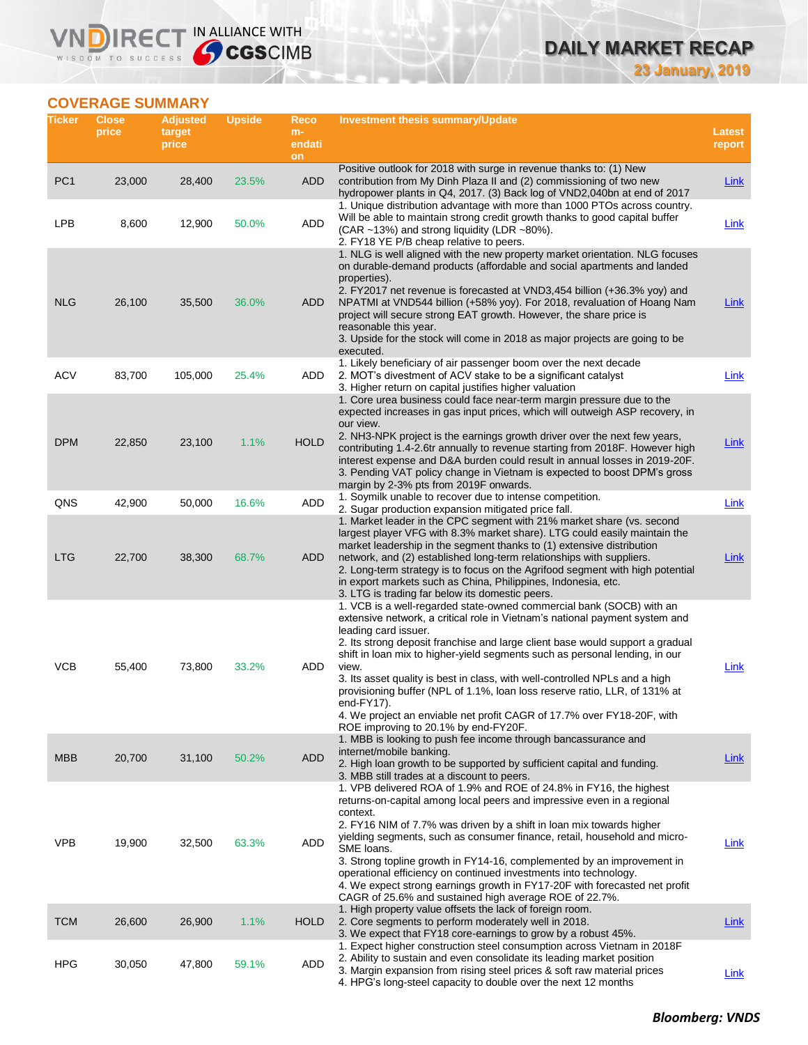## COVERAGE SUMMARY

| Ticker | Close price | Adjusted target price | Upside | Recommendation | Investment thesis summary/Update | Latest report |
|---|---|---|---|---|---|---|
| PC1 | 23,000 | 28,400 | 23.5% | ADD | Positive outlook for 2018 with surge in revenue thanks to: (1) New contribution from My Dinh Plaza II and (2) commissioning of two new hydropower plants in Q4, 2017. (3) Back log of VND2,040bn at end of 2017 | Link |
| LPB | 8,600 | 12,900 | 50.0% | ADD | 1. Unique distribution advantage with more than 1000 PTOs across country. Will be able to maintain strong credit growth thanks to good capital buffer (CAR ~13%) and strong liquidity (LDR ~80%).<br>2. FY18 YE P/B cheap relative to peers. | Link |
| NLG | 26,100 | 35,500 | 36.0% | ADD | 1. NLG is well aligned with the new property market orientation. NLG focuses on durable-demand products (affordable and social apartments and landed properties).<br>2. FY2017 net revenue is forecasted at VND3,454 billion (+36.3% yoy) and NPATMI at VND544 billion (+58% yoy). For 2018, revaluation of Hoang Nam project will secure strong EAT growth. However, the share price is reasonable this year.<br>3. Upside for the stock will come in 2018 as major projects are going to be executed. | Link |
| ACV | 83,700 | 105,000 | 25.4% | ADD | 1. Likely beneficiary of air passenger boom over the next decade<br>2. MOT's divestment of ACV stake to be a significant catalyst<br>3. Higher return on capital justifies higher valuation | Link |
| DPM | 22,850 | 23,100 | 1.1% | HOLD | 1. Core urea business could face near-term margin pressure due to the expected increases in gas input prices, which will outweigh ASP recovery, in our view.<br>2. NH3-NPK project is the earnings growth driver over the next few years, contributing 1.4-2.6tr annually to revenue starting from 2018F. However high interest expense and D&A burden could result in annual losses in 2019-20F.<br>3. Pending VAT policy change in Vietnam is expected to boost DPM's gross margin by 2-3% pts from 2019F onwards. | Link |
| QNS | 42,900 | 50,000 | 16.6% | ADD | 1. Soymilk unable to recover due to intense competition.<br>2. Sugar production expansion mitigated price fall. | Link |
| LTG | 22,700 | 38,300 | 68.7% | ADD | 1. Market leader in the CPC segment with 21% market share (vs. second largest player VFG with 8.3% market share). LTG could easily maintain the market leadership in the segment thanks to (1) extensive distribution network, and (2) established long-term relationships with suppliers.<br>2. Long-term strategy is to focus on the Agrifood segment with high potential in export markets such as China, Philippines, Indonesia, etc.<br>3. LTG is trading far below its domestic peers. | Link |
| VCB | 55,400 | 73,800 | 33.2% | ADD | 1. VCB is a well-regarded state-owned commercial bank (SOCB) with an extensive network, a critical role in Vietnam's national payment system and leading card issuer.<br>2. Its strong deposit franchise and large client base would support a gradual shift in loan mix to higher-yield segments such as personal lending, in our view.<br>3. Its asset quality is best in class, with well-controlled NPLs and a high provisioning buffer (NPL of 1.1%, loan loss reserve ratio, LLR, of 131% at end-FY17).<br>4. We project an enviable net profit CAGR of 17.7% over FY18-20F, with ROE improving to 20.1% by end-FY20F. | Link |
| MBB | 20,700 | 31,100 | 50.2% | ADD | 1. MBB is looking to push fee income through bancassurance and internet/mobile banking.<br>2. High loan growth to be supported by sufficient capital and funding.<br>3. MBB still trades at a discount to peers. | Link |
| VPB | 19,900 | 32,500 | 63.3% | ADD | 1. VPB delivered ROA of 1.9% and ROE of 24.8% in FY16, the highest returns-on-capital among local peers and impressive even in a regional context.<br>2. FY16 NIM of 7.7% was driven by a shift in loan mix towards higher yielding segments, such as consumer finance, retail, household and micro-SME loans.<br>3. Strong topline growth in FY14-16, complemented by an improvement in operational efficiency on continued investments into technology.<br>4. We expect strong earnings growth in FY17-20F with forecasted net profit CAGR of 25.6% and sustained high average ROE of 22.7%. | Link |
| TCM | 26,600 | 26,900 | 1.1% | HOLD | 1. High property value offsets the lack of foreign room.<br>2. Core segments to perform moderately well in 2018.<br>3. We expect that FY18 core-earnings to grow by a robust 45%. | Link |
| HPG | 30,050 | 47,800 | 59.1% | ADD | 1. Expect higher construction steel consumption across Vietnam in 2018F<br>2. Ability to sustain and even consolidate its leading market position<br>3. Margin expansion from rising steel prices & soft raw material prices<br>4. HPG's long-steel capacity to double over the next 12 months | Link |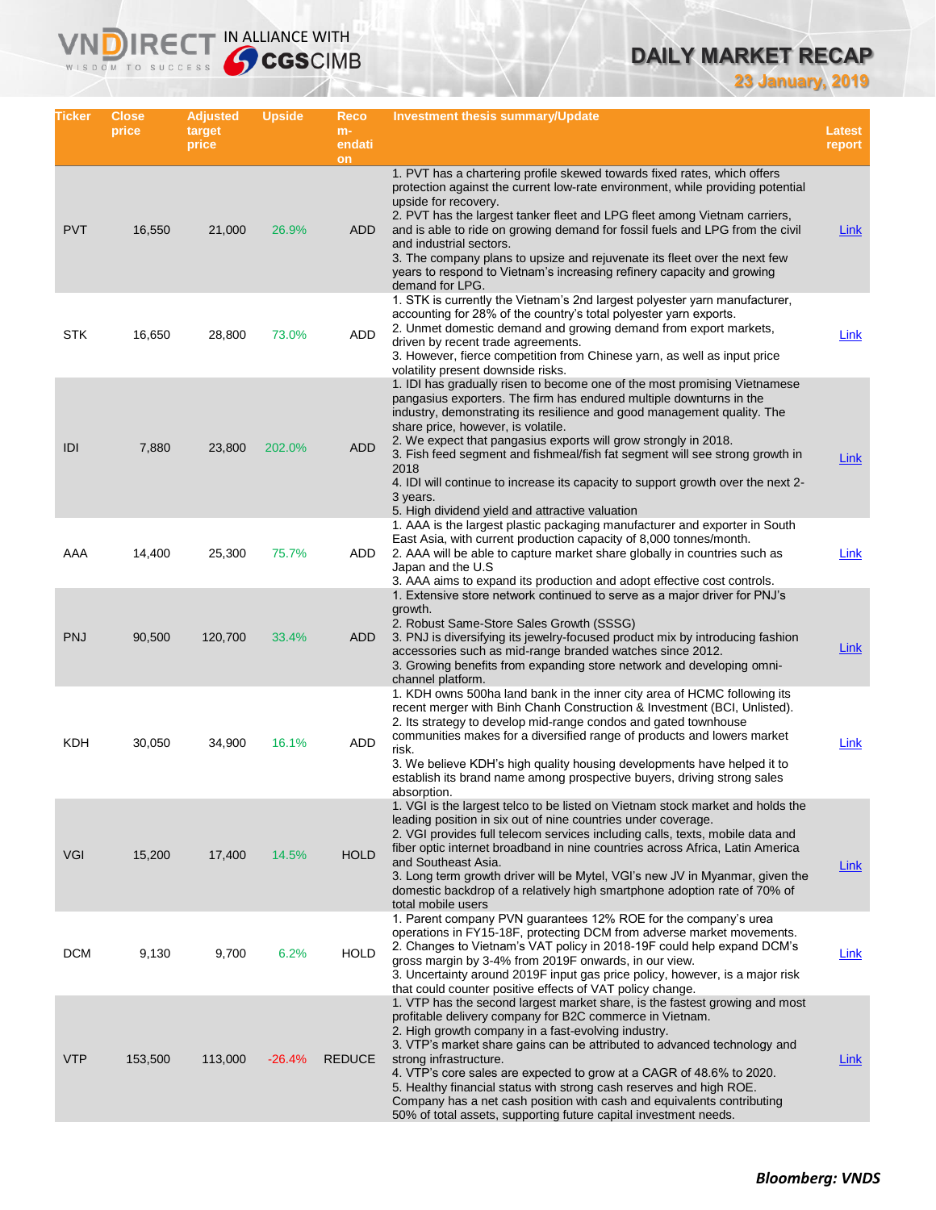| Ticker | Close price | Adjusted target price | Upside | Recom-endation | Investment thesis summary/Update | Latest report |
|---|---|---|---|---|---|---|
| PVT | 16,550 | 21,000 | 26.9% | ADD | 1. PVT has a chartering profile skewed towards fixed rates, which offers protection against the current low-rate environment, while providing potential upside for recovery.<br>2. PVT has the largest tanker fleet and LPG fleet among Vietnam carriers, and is able to ride on growing demand for fossil fuels and LPG from the civil and industrial sectors.<br>3. The company plans to upsize and rejuvenate its fleet over the next few years to respond to Vietnam's increasing refinery capacity and growing demand for LPG. | Link |
| STK | 16,650 | 28,800 | 73.0% | ADD | 1. STK is currently the Vietnam's 2nd largest polyester yarn manufacturer, accounting for 28% of the country's total polyester yarn exports.<br>2. Unmet domestic demand and growing demand from export markets, driven by recent trade agreements.<br>3. However, fierce competition from Chinese yarn, as well as input price volatility present downside risks. | Link |
| IDI | 7,880 | 23,800 | 202.0% | ADD | 1. IDI has gradually risen to become one of the most promising Vietnamese pangasius exporters. The firm has endured multiple downturns in the industry, demonstrating its resilience and good management quality. The share price, however, is volatile.<br>2. We expect that pangasius exports will grow strongly in 2018.<br>3. Fish feed segment and fishmeal/fish fat segment will see strong growth in 2018<br>4. IDI will continue to increase its capacity to support growth over the next 2-3 years.<br>5. High dividend yield and attractive valuation | Link |
| AAA | 14,400 | 25,300 | 75.7% | ADD | 1. AAA is the largest plastic packaging manufacturer and exporter in South East Asia, with current production capacity of 8,000 tonnes/month.<br>2. AAA will be able to capture market share globally in countries such as Japan and the U.S<br>3. AAA aims to expand its production and adopt effective cost controls. | Link |
| PNJ | 90,500 | 120,700 | 33.4% | ADD | 1. Extensive store network continued to serve as a major driver for PNJ's growth.<br>2. Robust Same-Store Sales Growth (SSSG)<br>3. PNJ is diversifying its jewelry-focused product mix by introducing fashion accessories such as mid-range branded watches since 2012.<br>3. Growing benefits from expanding store network and developing omni-channel platform. | Link |
| KDH | 30,050 | 34,900 | 16.1% | ADD | 1. KDH owns 500ha land bank in the inner city area of HCMC following its recent merger with Binh Chanh Construction & Investment (BCI, Unlisted).<br>2. Its strategy to develop mid-range condos and gated townhouse communities makes for a diversified range of products and lowers market risk.<br>3. We believe KDH's high quality housing developments have helped it to establish its brand name among prospective buyers, driving strong sales absorption. | Link |
| VGI | 15,200 | 17,400 | 14.5% | HOLD | 1. VGI is the largest telco to be listed on Vietnam stock market and holds the leading position in six out of nine countries under coverage.<br>2. VGI provides full telecom services including calls, texts, mobile data and fiber optic internet broadband in nine countries across Africa, Latin America and Southeast Asia.<br>3. Long term growth driver will be Mytel, VGI's new JV in Myanmar, given the domestic backdrop of a relatively high smartphone adoption rate of 70% of total mobile users | Link |
| DCM | 9,130 | 9,700 | 6.2% | HOLD | 1. Parent company PVN guarantees 12% ROE for the company's urea operations in FY15-18F, protecting DCM from adverse market movements.<br>2. Changes to Vietnam's VAT policy in 2018-19F could help expand DCM's gross margin by 3-4% from 2019F onwards, in our view.<br>3. Uncertainty around 2019F input gas price policy, however, is a major risk that could counter positive effects of VAT policy change. | Link |
| VTP | 153,500 | 113,000 | -26.4% | REDUCE | 1. VTP has the second largest market share, is the fastest growing and most profitable delivery company for B2C commerce in Vietnam.<br>2. High growth company in a fast-evolving industry.<br>3. VTP's market share gains can be attributed to advanced technology and strong infrastructure.<br>4. VTP's core sales are expected to grow at a CAGR of 48.6% to 2020.<br>5. Healthy financial status with strong cash reserves and high ROE. Company has a net cash position with cash and equivalents contributing 50% of total assets, supporting future capital investment needs. | Link |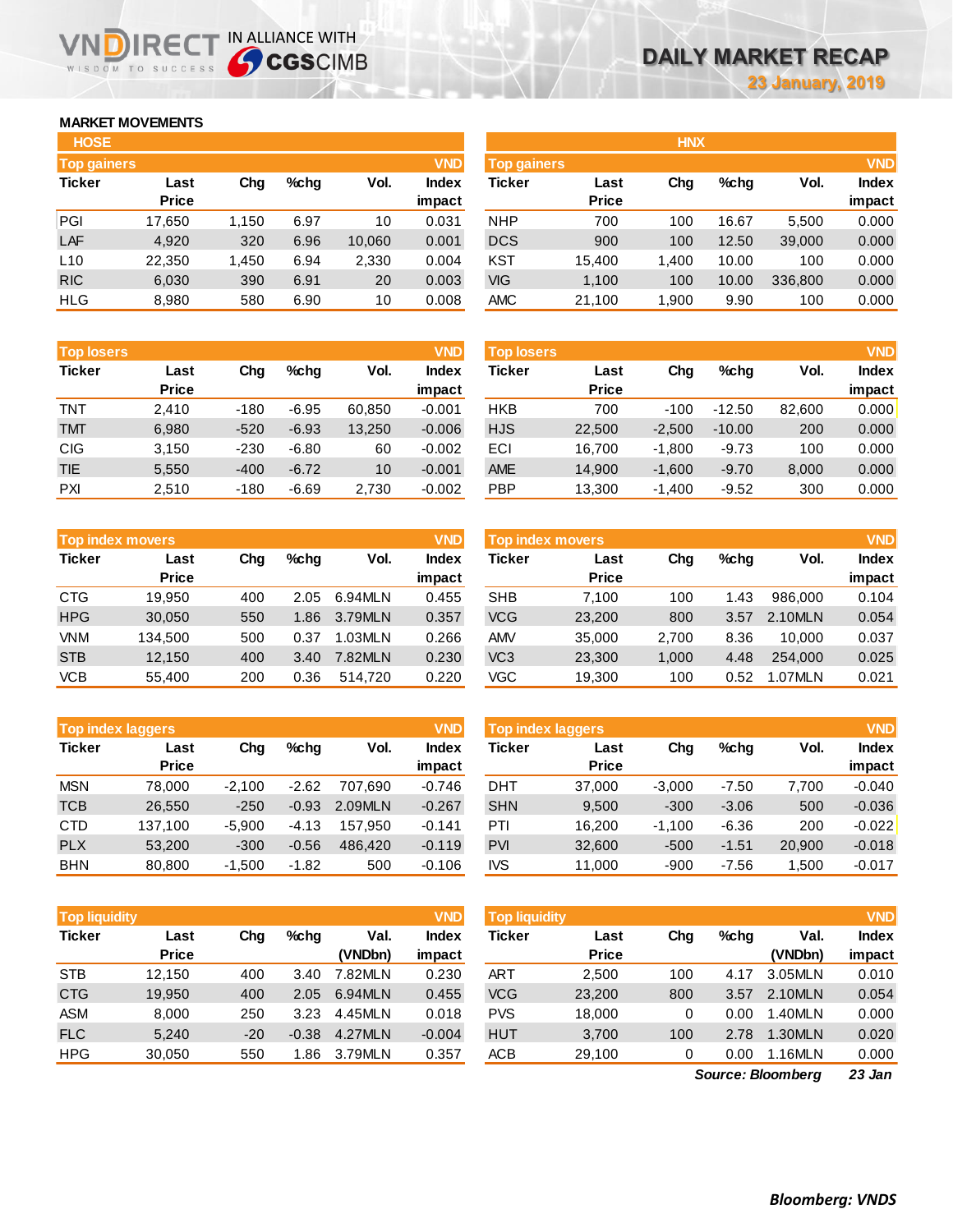# DAILY MARKET RECAP

23 January, 2019

## MARKET MOVEMENTS

### HOSE

**Top gainers** (VND)

| Ticker | Last Price | Chg | %chg | Vol. | Index impact |
|---|---|---|---|---|---|
| PGI | 17,650 | 1,150 | 6.97 | 10 | 0.031 |
| LAF | 4,920 | 320 | 6.96 | 10,060 | 0.001 |
| L10 | 22,350 | 1,450 | 6.94 | 2,330 | 0.004 |
| RIC | 6,030 | 390 | 6.91 | 20 | 0.003 |
| HLG | 8,980 | 580 | 6.90 | 10 | 0.008 |

**Top losers** (VND)

| Ticker | Last Price | Chg | %chg | Vol. | Index impact |
|---|---|---|---|---|---|
| TNT | 2,410 | -180 | -6.95 | 60,850 | -0.001 |
| TMT | 6,980 | -520 | -6.93 | 13,250 | -0.006 |
| CIG | 3,150 | -230 | -6.80 | 60 | -0.002 |
| TIE | 5,550 | -400 | -6.72 | 10 | -0.001 |
| PXI | 2,510 | -180 | -6.69 | 2,730 | -0.002 |

**Top index movers** (VND)

| Ticker | Last Price | Chg | %chg | Vol. | Index impact |
|---|---|---|---|---|---|
| CTG | 19,950 | 400 | 2.05 | 6.94MLN | 0.455 |
| HPG | 30,050 | 550 | 1.86 | 3.79MLN | 0.357 |
| VNM | 134,500 | 500 | 0.37 | 1.03MLN | 0.266 |
| STB | 12,150 | 400 | 3.40 | 7.82MLN | 0.230 |
| VCB | 55,400 | 200 | 0.36 | 514,720 | 0.220 |

**Top index laggers** (VND)

| Ticker | Last Price | Chg | %chg | Vol. | Index impact |
|---|---|---|---|---|---|
| MSN | 78,000 | -2,100 | -2.62 | 707,690 | -0.746 |
| TCB | 26,550 | -250 | -0.93 | 2.09MLN | -0.267 |
| CTD | 137,100 | -5,900 | -4.13 | 157,950 | -0.141 |
| PLX | 53,200 | -300 | -0.56 | 486,420 | -0.119 |
| BHN | 80,800 | -1,500 | -1.82 | 500 | -0.106 |

**Top liquidity** (VND)

| Ticker | Last Price | Chg | %chg | Val. (VNDbn) | Index impact |
|---|---|---|---|---|---|
| STB | 12,150 | 400 | 3.40 | 7.82MLN | 0.230 |
| CTG | 19,950 | 400 | 2.05 | 6.94MLN | 0.455 |
| ASM | 8,000 | 250 | 3.23 | 4.45MLN | 0.018 |
| FLC | 5,240 | -20 | -0.38 | 4.27MLN | -0.004 |
| HPG | 30,050 | 550 | 1.86 | 3.79MLN | 0.357 |

### HNX

**Top gainers** (VND)

| Ticker | Last Price | Chg | %chg | Vol. | Index impact |
|---|---|---|---|---|---|
| NHP | 700 | 100 | 16.67 | 5,500 | 0.000 |
| DCS | 900 | 100 | 12.50 | 39,000 | 0.000 |
| KST | 15,400 | 1,400 | 10.00 | 100 | 0.000 |
| VIG | 1,100 | 100 | 10.00 | 336,800 | 0.000 |
| AMC | 21,100 | 1,900 | 9.90 | 100 | 0.000 |

**Top losers** (VND)

| Ticker | Last Price | Chg | %chg | Vol. | Index impact |
|---|---|---|---|---|---|
| HKB | 700 | -100 | -12.50 | 82,600 | 0.000 |
| HJS | 22,500 | -2,500 | -10.00 | 200 | 0.000 |
| ECI | 16,700 | -1,800 | -9.73 | 100 | 0.000 |
| AME | 14,900 | -1,600 | -9.70 | 8,000 | 0.000 |
| PBP | 13,300 | -1,400 | -9.52 | 300 | 0.000 |

**Top index movers** (VND)

| Ticker | Last Price | Chg | %chg | Vol. | Index impact |
|---|---|---|---|---|---|
| SHB | 7,100 | 100 | 1.43 | 986,000 | 0.104 |
| VCG | 23,200 | 800 | 3.57 | 2.10MLN | 0.054 |
| AMV | 35,000 | 2,700 | 8.36 | 10,000 | 0.037 |
| VC3 | 23,300 | 1,000 | 4.48 | 254,000 | 0.025 |
| VGC | 19,300 | 100 | 0.52 | 1.07MLN | 0.021 |

**Top index laggers** (VND)

| Ticker | Last Price | Chg | %chg | Vol. | Index impact |
|---|---|---|---|---|---|
| DHT | 37,000 | -3,000 | -7.50 | 7,700 | -0.040 |
| SHN | 9,500 | -300 | -3.06 | 500 | -0.036 |
| PTI | 16,200 | -1,100 | -6.36 | 200 | -0.022 |
| PVI | 32,600 | -500 | -1.51 | 20,900 | -0.018 |
| IVS | 11,000 | -900 | -7.56 | 1,500 | -0.017 |

**Top liquidity** (VND)

| Ticker | Last Price | Chg | %chg | Val. (VNDbn) | Index impact |
|---|---|---|---|---|---|
| ART | 2,500 | 100 | 4.17 | 3.05MLN | 0.010 |
| VCG | 23,200 | 800 | 3.57 | 2.10MLN | 0.054 |
| PVS | 18,000 | 0 | 0.00 | 1.40MLN | 0.000 |
| HUT | 3,700 | 100 | 2.78 | 1.30MLN | 0.020 |
| ACB | 29,100 | 0 | 0.00 | 1.16MLN | 0.000 |

***Source: Bloomberg*** ***23 Jan***

***Bloomberg: VNDS***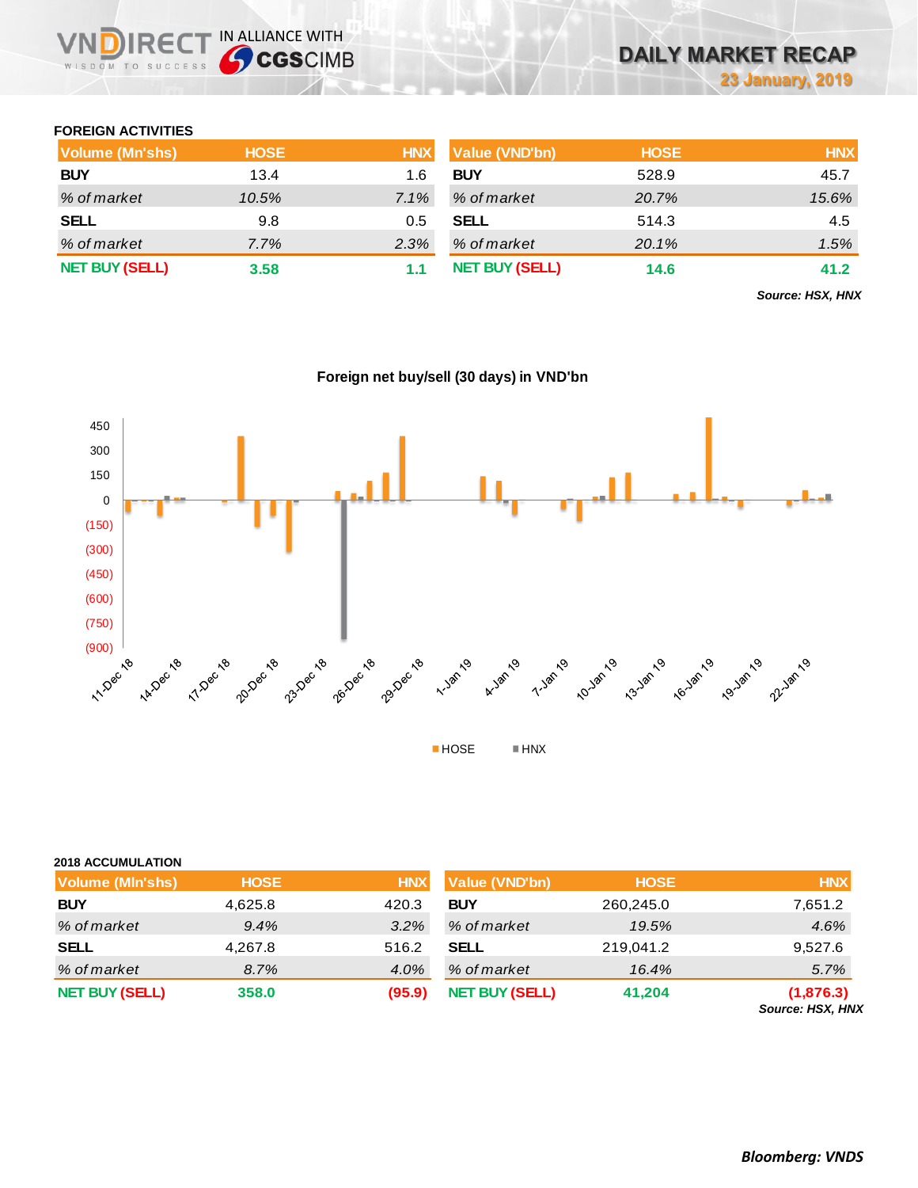# DAILY MARKET RECAP

23 January, 2019

### FOREIGN ACTIVITIES

| Volume (Mn'shs) | HOSE | HNX |
|---|---|---|
| **BUY** | 13.4 | 1.6 |
| *% of market* | *10.5%* | *7.1%* |
| **SELL** | 9.8 | 0.5 |
| *% of market* | *7.7%* | *2.3%* |
| **NET BUY (SELL)** | **3.58** | **1.1** |

| Value (VND'bn) | HOSE | HNX |
|---|---|---|
| **BUY** | 528.9 | 45.7 |
| *% of market* | *20.7%* | *15.6%* |
| **SELL** | 514.3 | 4.5 |
| *% of market* | *20.1%* | *1.5%* |
| **NET BUY (SELL)** | **14.6** | **41.2** |

***Source: HSX, HNX***

**Foreign net buy/sell (30 days) in VND'bn**

### 2018 ACCUMULATION

| Volume (Mln'shs) | HOSE | HNX |
|---|---|---|
| **BUY** | 4,625.8 | 420.3 |
| *% of market* | *9.4%* | *3.2%* |
| **SELL** | 4,267.8 | 516.2 |
| *% of market* | *8.7%* | *4.0%* |
| **NET BUY (SELL)** | **358.0** | **(95.9)** |

| Value (VND'bn) | HOSE | HNX |
|---|---|---|
| **BUY** | 260,245.0 | 7,651.2 |
| *% of market* | *19.5%* | *4.6%* |
| **SELL** | 219,041.2 | 9,527.6 |
| *% of market* | *16.4%* | *5.7%* |
| **NET BUY (SELL)** | **41,204** | **(1,876.3)** |

***Source: HSX, HNX***

***Bloomberg: VNDS***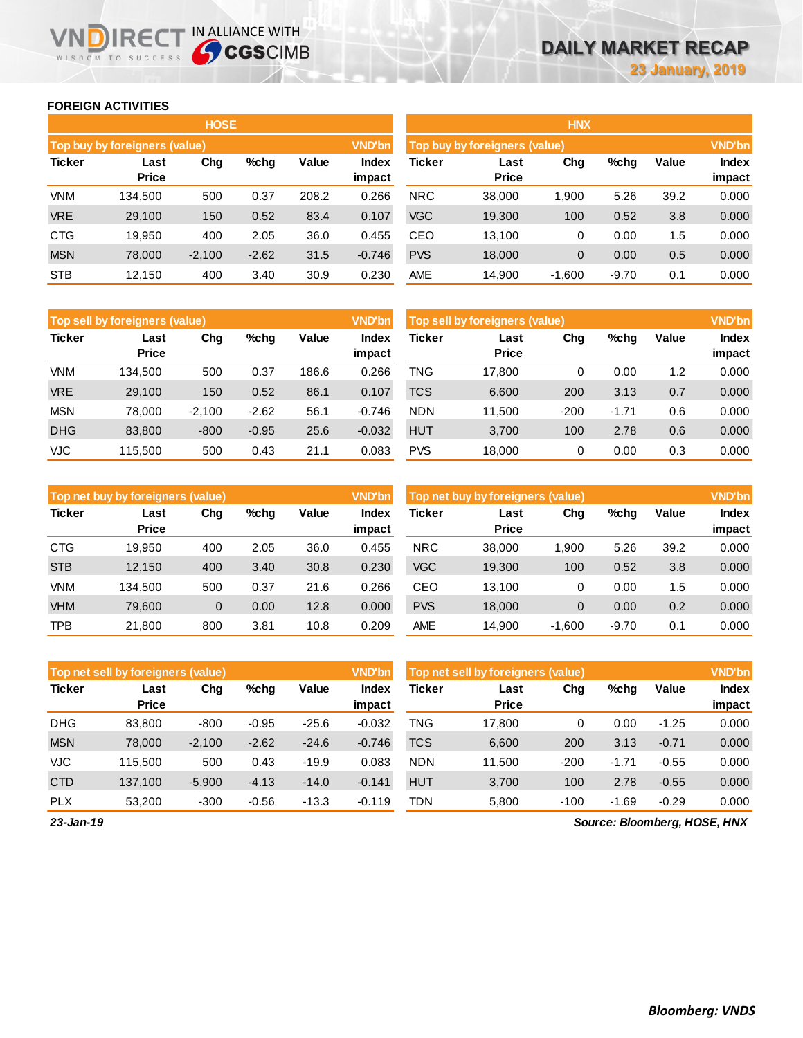# DAILY MARKET RECAP

23 January, 2019

## FOREIGN ACTIVITIES

### HOSE

**Top buy by foreigners (value)** — VND'bn

| Ticker | Last Price | Chg | %chg | Value | Index impact |
|---|---|---|---|---|---|
| VNM | 134,500 | 500 | 0.37 | 208.2 | 0.266 |
| VRE | 29,100 | 150 | 0.52 | 83.4 | 0.107 |
| CTG | 19,950 | 400 | 2.05 | 36.0 | 0.455 |
| MSN | 78,000 | -2,100 | -2.62 | 31.5 | -0.746 |
| STB | 12,150 | 400 | 3.40 | 30.9 | 0.230 |

**Top sell by foreigners (value)** — VND'bn

| Ticker | Last Price | Chg | %chg | Value | Index impact |
|---|---|---|---|---|---|
| VNM | 134,500 | 500 | 0.37 | 186.6 | 0.266 |
| VRE | 29,100 | 150 | 0.52 | 86.1 | 0.107 |
| MSN | 78,000 | -2,100 | -2.62 | 56.1 | -0.746 |
| DHG | 83,800 | -800 | -0.95 | 25.6 | -0.032 |
| VJC | 115,500 | 500 | 0.43 | 21.1 | 0.083 |

**Top net buy by foreigners (value)** — VND'bn

| Ticker | Last Price | Chg | %chg | Value | Index impact |
|---|---|---|---|---|---|
| CTG | 19,950 | 400 | 2.05 | 36.0 | 0.455 |
| STB | 12,150 | 400 | 3.40 | 30.8 | 0.230 |
| VNM | 134,500 | 500 | 0.37 | 21.6 | 0.266 |
| VHM | 79,600 | 0 | 0.00 | 12.8 | 0.000 |
| TPB | 21,800 | 800 | 3.81 | 10.8 | 0.209 |

**Top net sell by foreigners (value)** — VND'bn

| Ticker | Last Price | Chg | %chg | Value | Index impact |
|---|---|---|---|---|---|
| DHG | 83,800 | -800 | -0.95 | -25.6 | -0.032 |
| MSN | 78,000 | -2,100 | -2.62 | -24.6 | -0.746 |
| VJC | 115,500 | 500 | 0.43 | -19.9 | 0.083 |
| CTD | 137,100 | -5,900 | -4.13 | -14.0 | -0.141 |
| PLX | 53,200 | -300 | -0.56 | -13.3 | -0.119 |

### HNX

**Top buy by foreigners (value)** — VND'bn

| Ticker | Last Price | Chg | %chg | Value | Index impact |
|---|---|---|---|---|---|
| NRC | 38,000 | 1,900 | 5.26 | 39.2 | 0.000 |
| VGC | 19,300 | 100 | 0.52 | 3.8 | 0.000 |
| CEO | 13,100 | 0 | 0.00 | 1.5 | 0.000 |
| PVS | 18,000 | 0 | 0.00 | 0.5 | 0.000 |
| AME | 14,900 | -1,600 | -9.70 | 0.1 | 0.000 |

**Top sell by foreigners (value)** — VND'bn

| Ticker | Last Price | Chg | %chg | Value | Index impact |
|---|---|---|---|---|---|
| TNG | 17,800 | 0 | 0.00 | 1.2 | 0.000 |
| TCS | 6,600 | 200 | 3.13 | 0.7 | 0.000 |
| NDN | 11,500 | -200 | -1.71 | 0.6 | 0.000 |
| HUT | 3,700 | 100 | 2.78 | 0.6 | 0.000 |
| PVS | 18,000 | 0 | 0.00 | 0.3 | 0.000 |

**Top net buy by foreigners (value)** — VND'bn

| Ticker | Last Price | Chg | %chg | Value | Index impact |
|---|---|---|---|---|---|
| NRC | 38,000 | 1,900 | 5.26 | 39.2 | 0.000 |
| VGC | 19,300 | 100 | 0.52 | 3.8 | 0.000 |
| CEO | 13,100 | 0 | 0.00 | 1.5 | 0.000 |
| PVS | 18,000 | 0 | 0.00 | 0.2 | 0.000 |
| AME | 14,900 | -1,600 | -9.70 | 0.1 | 0.000 |

**Top net sell by foreigners (value)** — VND'bn

| Ticker | Last Price | Chg | %chg | Value | Index impact |
|---|---|---|---|---|---|
| TNG | 17,800 | 0 | 0.00 | -1.25 | 0.000 |
| TCS | 6,600 | 200 | 3.13 | -0.71 | 0.000 |
| NDN | 11,500 | -200 | -1.71 | -0.55 | 0.000 |
| HUT | 3,700 | 100 | 2.78 | -0.55 | 0.000 |
| TDN | 5,800 | -100 | -1.69 | -0.29 | 0.000 |

*23-Jan-19*

*Source: Bloomberg, HOSE, HNX*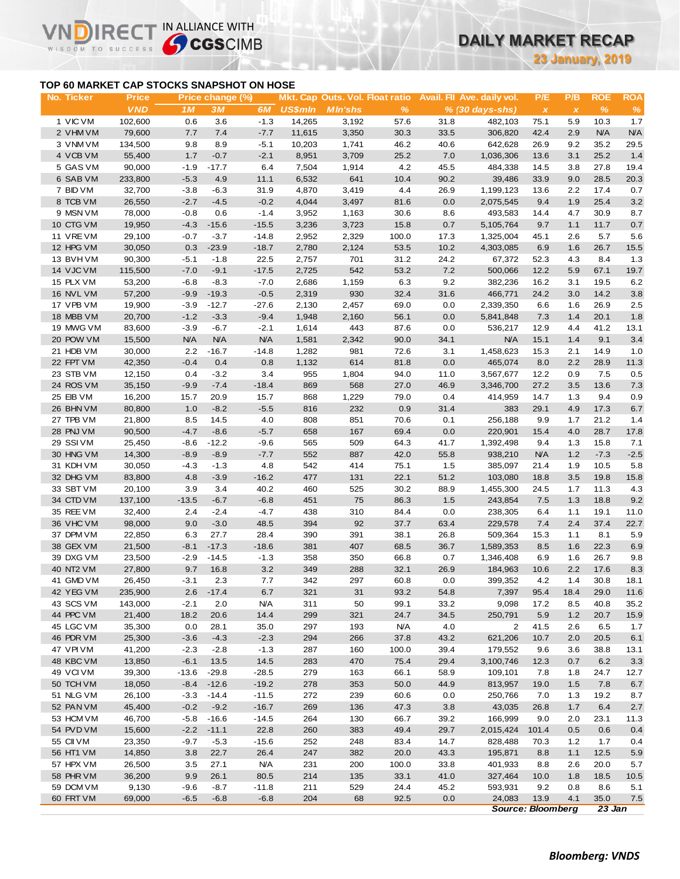## TOP 60 MARKET CAP STOCKS SNAPSHOT ON HOSE

| No. | Ticker | Price | Price change (%) | | | Mkt. Cap | Outs. Vol. | Float ratio | Avail. FII | Ave. daily vol. | P/E | P/B | ROE | ROA |
|---|---|---|---|---|---|---|---|---|---|---|---|---|---|---|
| | | VND | 1M | 3M | 6M | US$mln | Mln'shs | % | % | (30 days-shs) | x | x | % | % |
| 1 | VIC VM | 102,600 | 0.6 | 3.6 | -1.3 | 14,265 | 3,192 | 57.6 | 31.8 | 482,103 | 75.1 | 5.9 | 10.3 | 1.7 |
| 2 | VHM VM | 79,600 | 7.7 | 7.4 | -7.7 | 11,615 | 3,350 | 30.3 | 33.5 | 306,820 | 42.4 | 2.9 | N/A | N/A |
| 3 | VNM VM | 134,500 | 9.8 | 8.9 | -5.1 | 10,203 | 1,741 | 46.2 | 40.6 | 642,628 | 26.9 | 9.2 | 35.2 | 29.5 |
| 4 | VCB VM | 55,400 | 1.7 | -0.7 | -2.1 | 8,951 | 3,709 | 25.2 | 7.0 | 1,036,306 | 13.6 | 3.1 | 25.2 | 1.4 |
| 5 | GAS VM | 90,000 | -1.9 | -17.7 | 6.4 | 7,504 | 1,914 | 4.2 | 45.5 | 484,338 | 14.5 | 3.8 | 27.8 | 19.4 |
| 6 | SAB VM | 233,800 | -5.3 | 4.9 | 11.1 | 6,532 | 641 | 10.4 | 90.2 | 39,486 | 33.9 | 9.0 | 28.5 | 20.3 |
| 7 | BID VM | 32,700 | -3.8 | -6.3 | 31.9 | 4,870 | 3,419 | 4.4 | 26.9 | 1,199,123 | 13.6 | 2.2 | 17.4 | 0.7 |
| 8 | TCB VM | 26,550 | -2.7 | -4.5 | -0.2 | 4,044 | 3,497 | 81.6 | 0.0 | 2,075,545 | 9.4 | 1.9 | 25.4 | 3.2 |
| 9 | MSN VM | 78,000 | -0.8 | 0.6 | -1.4 | 3,952 | 1,163 | 30.6 | 8.6 | 493,583 | 14.4 | 4.7 | 30.9 | 8.7 |
| 10 | CTG VM | 19,950 | -4.3 | -15.6 | -15.5 | 3,236 | 3,723 | 15.8 | 0.7 | 5,105,764 | 9.7 | 1.1 | 11.7 | 0.7 |
| 11 | VRE VM | 29,100 | -0.7 | -3.7 | -14.8 | 2,952 | 2,329 | 100.0 | 17.3 | 1,325,004 | 45.1 | 2.6 | 5.7 | 5.6 |
| 12 | HPG VM | 30,050 | 0.3 | -23.9 | -18.7 | 2,780 | 2,124 | 53.5 | 10.2 | 4,303,085 | 6.9 | 1.6 | 26.7 | 15.5 |
| 13 | BVH VM | 90,300 | -5.1 | -1.8 | 22.5 | 2,757 | 701 | 31.2 | 24.2 | 67,372 | 52.3 | 4.3 | 8.4 | 1.3 |
| 14 | VJC VM | 115,500 | -7.0 | -9.1 | -17.5 | 2,725 | 542 | 53.2 | 7.2 | 500,066 | 12.2 | 5.9 | 67.1 | 19.7 |
| 15 | PLX VM | 53,200 | -6.8 | -8.3 | -7.0 | 2,686 | 1,159 | 6.3 | 9.2 | 382,236 | 16.2 | 3.1 | 19.5 | 6.2 |
| 16 | NVL VM | 57,200 | -9.9 | -19.3 | -0.5 | 2,319 | 930 | 32.4 | 31.6 | 466,771 | 24.2 | 3.0 | 14.2 | 3.8 |
| 17 | VPB VM | 19,900 | -3.9 | -12.7 | -27.6 | 2,130 | 2,457 | 69.0 | 0.0 | 2,339,350 | 6.6 | 1.6 | 26.9 | 2.5 |
| 18 | MBB VM | 20,700 | -1.2 | -3.3 | -9.4 | 1,948 | 2,160 | 56.1 | 0.0 | 5,841,848 | 7.3 | 1.4 | 20.1 | 1.8 |
| 19 | MWG VM | 83,600 | -3.9 | -6.7 | -2.1 | 1,614 | 443 | 87.6 | 0.0 | 536,217 | 12.9 | 4.4 | 41.2 | 13.1 |
| 20 | POW VM | 15,500 | N/A | N/A | N/A | 1,581 | 2,342 | 90.0 | 34.1 | N/A | 15.1 | 1.4 | 9.1 | 3.4 |
| 21 | HDB VM | 30,000 | 2.2 | -16.7 | -14.8 | 1,282 | 981 | 72.6 | 3.1 | 1,458,623 | 15.3 | 2.1 | 14.9 | 1.0 |
| 22 | FPT VM | 42,350 | -0.4 | 0.4 | 0.8 | 1,132 | 614 | 81.8 | 0.0 | 465,074 | 8.0 | 2.2 | 28.9 | 11.3 |
| 23 | STB VM | 12,150 | 0.4 | -3.2 | 3.4 | 955 | 1,804 | 94.0 | 11.0 | 3,567,677 | 12.2 | 0.9 | 7.5 | 0.5 |
| 24 | ROS VM | 35,150 | -9.9 | -7.4 | -18.4 | 869 | 568 | 27.0 | 46.9 | 3,346,700 | 27.2 | 3.5 | 13.6 | 7.3 |
| 25 | EIB VM | 16,200 | 15.7 | 20.9 | 15.7 | 868 | 1,229 | 79.0 | 0.4 | 414,959 | 14.7 | 1.3 | 9.4 | 0.9 |
| 26 | BHN VM | 80,800 | 1.0 | -8.2 | -5.5 | 816 | 232 | 0.9 | 31.4 | 383 | 29.1 | 4.9 | 17.3 | 6.7 |
| 27 | TPB VM | 21,800 | 8.5 | 14.5 | 4.0 | 808 | 851 | 70.6 | 0.1 | 256,188 | 9.9 | 1.7 | 21.2 | 1.4 |
| 28 | PNJ VM | 90,500 | -4.7 | -8.6 | -5.7 | 658 | 167 | 69.4 | 0.0 | 220,901 | 15.4 | 4.0 | 28.7 | 17.8 |
| 29 | SSI VM | 25,450 | -8.6 | -12.2 | -9.6 | 565 | 509 | 64.3 | 41.7 | 1,392,498 | 9.4 | 1.3 | 15.8 | 7.1 |
| 30 | HNG VM | 14,300 | -8.9 | -8.9 | -7.7 | 552 | 887 | 42.0 | 55.8 | 938,210 | N/A | 1.2 | -7.3 | -2.5 |
| 31 | KDH VM | 30,050 | -4.3 | -1.3 | 4.8 | 542 | 414 | 75.1 | 1.5 | 385,097 | 21.4 | 1.9 | 10.5 | 5.8 |
| 32 | DHG VM | 83,800 | 4.8 | -3.9 | -16.2 | 477 | 131 | 22.1 | 51.2 | 103,080 | 18.8 | 3.5 | 19.8 | 15.8 |
| 33 | SBT VM | 20,100 | 3.9 | 3.4 | 40.2 | 460 | 525 | 30.2 | 88.9 | 1,455,300 | 24.5 | 1.7 | 11.3 | 4.3 |
| 34 | CTD VM | 137,100 | -13.5 | -6.7 | -6.8 | 451 | 75 | 86.3 | 1.5 | 243,854 | 7.5 | 1.3 | 18.8 | 9.2 |
| 35 | REE VM | 32,400 | 2.4 | -2.4 | -4.7 | 438 | 310 | 84.4 | 0.0 | 238,305 | 6.4 | 1.1 | 19.1 | 11.0 |
| 36 | VHC VM | 98,000 | 9.0 | -3.0 | 48.5 | 394 | 92 | 37.7 | 63.4 | 229,578 | 7.4 | 2.4 | 37.4 | 22.7 |
| 37 | DPM VM | 22,850 | 6.3 | 27.7 | 28.4 | 390 | 391 | 38.1 | 26.8 | 509,364 | 15.3 | 1.1 | 8.1 | 5.9 |
| 38 | GEX VM | 21,500 | -8.1 | -17.3 | -18.6 | 381 | 407 | 68.5 | 36.7 | 1,589,353 | 8.5 | 1.6 | 22.3 | 6.9 |
| 39 | DXG VM | 23,500 | -2.9 | -14.5 | -1.3 | 358 | 350 | 66.8 | 0.7 | 1,346,408 | 6.9 | 1.6 | 26.7 | 9.8 |
| 40 | NT2 VM | 27,800 | 9.7 | 16.8 | 3.2 | 349 | 288 | 32.1 | 26.9 | 184,963 | 10.6 | 2.2 | 17.6 | 8.3 |
| 41 | GMD VM | 26,450 | -3.1 | 2.3 | 7.7 | 342 | 297 | 60.8 | 0.0 | 399,352 | 4.2 | 1.4 | 30.8 | 18.1 |
| 42 | YEG VM | 235,900 | 2.6 | -17.4 | 6.7 | 321 | 31 | 93.2 | 54.8 | 7,397 | 95.4 | 18.4 | 29.0 | 11.6 |
| 43 | SCS VM | 143,000 | -2.1 | 2.0 | N/A | 311 | 50 | 99.1 | 33.2 | 9,098 | 17.2 | 8.5 | 40.8 | 35.2 |
| 44 | PPC VM | 21,400 | 18.2 | 20.6 | 14.4 | 299 | 321 | 24.7 | 34.5 | 250,791 | 5.9 | 1.2 | 20.7 | 15.9 |
| 45 | LGC VM | 35,300 | 0.0 | 28.1 | 35.0 | 297 | 193 | N/A | 4.0 | 2 | 41.5 | 2.6 | 6.5 | 1.7 |
| 46 | PDR VM | 25,300 | -3.6 | -4.3 | -2.3 | 294 | 266 | 37.8 | 43.2 | 621,206 | 10.7 | 2.0 | 20.5 | 6.1 |
| 47 | VPI VM | 41,200 | -2.3 | -2.8 | -1.3 | 287 | 160 | 100.0 | 39.4 | 179,552 | 9.6 | 3.6 | 38.8 | 13.1 |
| 48 | KBC VM | 13,850 | -6.1 | 13.5 | 14.5 | 283 | 470 | 75.4 | 29.4 | 3,100,746 | 12.3 | 0.7 | 6.2 | 3.3 |
| 49 | VCI VM | 39,300 | -13.6 | -29.8 | -28.5 | 279 | 163 | 66.1 | 58.9 | 109,101 | 7.8 | 1.8 | 24.7 | 12.7 |
| 50 | TCH VM | 18,050 | -8.4 | -12.6 | -19.2 | 278 | 353 | 50.0 | 44.9 | 813,957 | 19.0 | 1.5 | 7.8 | 6.7 |
| 51 | NLG VM | 26,100 | -3.3 | -14.4 | -11.5 | 272 | 239 | 60.6 | 0.0 | 250,766 | 7.0 | 1.3 | 19.2 | 8.7 |
| 52 | PAN VM | 45,400 | -0.2 | -9.2 | -16.7 | 269 | 136 | 47.3 | 3.8 | 43,035 | 26.8 | 1.7 | 6.4 | 2.7 |
| 53 | HCM VM | 46,700 | -5.8 | -16.6 | -14.5 | 264 | 130 | 66.7 | 39.2 | 166,999 | 9.0 | 2.0 | 23.1 | 11.3 |
| 54 | PVD VM | 15,600 | -2.2 | -11.1 | 22.8 | 260 | 383 | 49.4 | 29.7 | 2,015,424 | 101.4 | 0.5 | 0.6 | 0.4 |
| 55 | CII VM | 23,350 | -9.7 | -5.3 | -15.6 | 252 | 248 | 83.4 | 14.7 | 828,488 | 70.3 | 1.2 | 1.7 | 0.4 |
| 56 | HT1 VM | 14,850 | 3.8 | 22.7 | 26.4 | 247 | 382 | 20.0 | 43.3 | 195,871 | 8.8 | 1.1 | 12.5 | 5.9 |
| 57 | HPX VM | 26,500 | 3.5 | 27.1 | N/A | 231 | 200 | 100.0 | 33.8 | 401,933 | 8.8 | 2.6 | 20.0 | 5.7 |
| 58 | PHR VM | 36,200 | 9.9 | 26.1 | 80.5 | 214 | 135 | 33.1 | 41.0 | 327,464 | 10.0 | 1.8 | 18.5 | 10.5 |
| 59 | DCM VM | 9,130 | -9.6 | -8.7 | -11.8 | 211 | 529 | 24.4 | 45.2 | 593,931 | 9.2 | 0.8 | 8.6 | 5.1 |
| 60 | FRT VM | 69,000 | -6.5 | -6.8 | -6.8 | 204 | 68 | 92.5 | 0.0 | 24,083 | 13.9 | 4.1 | 35.0 | 7.5 |

*Source: Bloomberg* *23 Jan*

***Bloomberg: VNDS***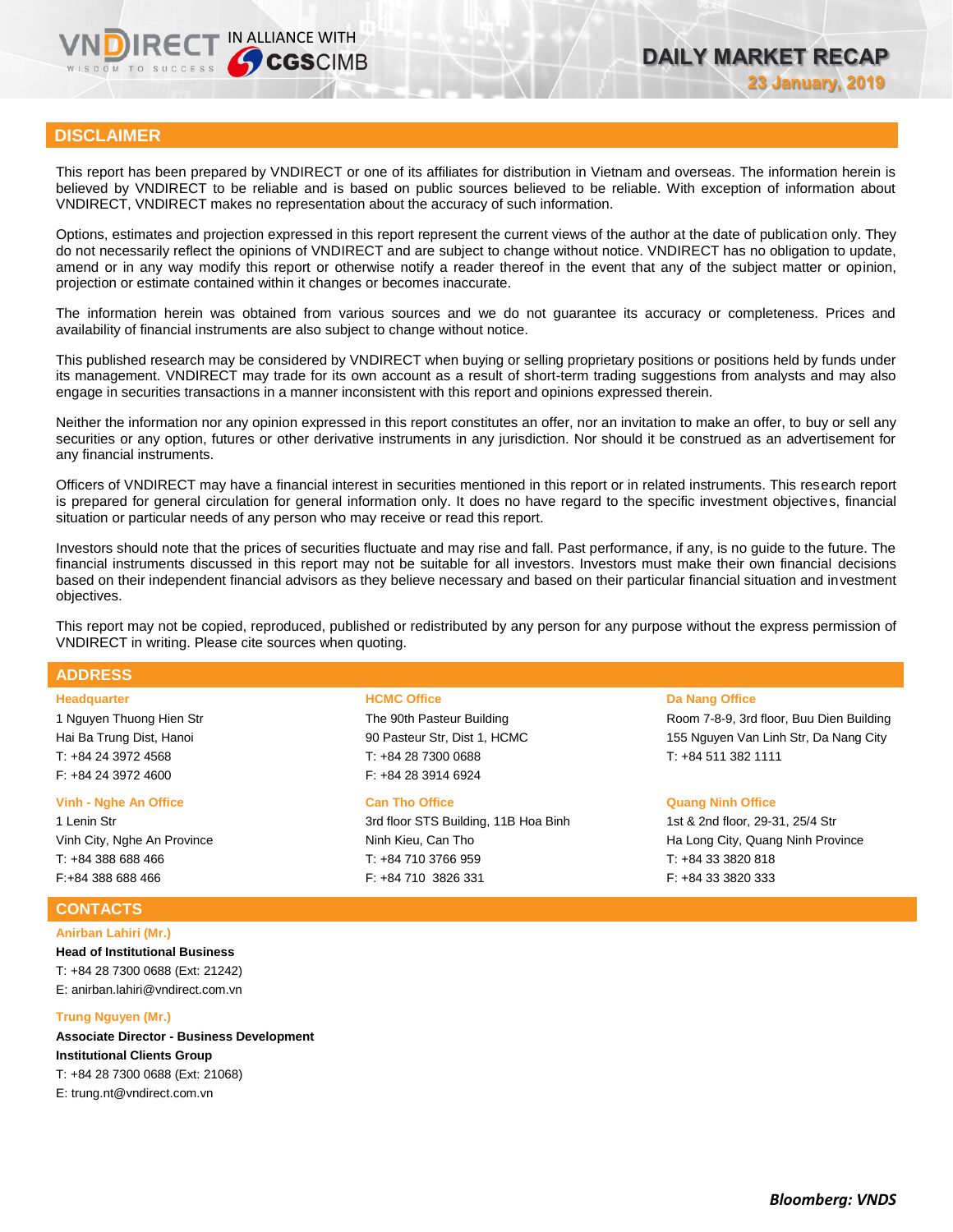## DISCLAIMER

This report has been prepared by VNDIRECT or one of its affiliates for distribution in Vietnam and overseas. The information herein is believed by VNDIRECT to be reliable and is based on public sources believed to be reliable. With exception of information about VNDIRECT, VNDIRECT makes no representation about the accuracy of such information.

Options, estimates and projection expressed in this report represent the current views of the author at the date of publication only. They do not necessarily reflect the opinions of VNDIRECT and are subject to change without notice. VNDIRECT has no obligation to update, amend or in any way modify this report or otherwise notify a reader thereof in the event that any of the subject matter or opinion, projection or estimate contained within it changes or becomes inaccurate.

The information herein was obtained from various sources and we do not guarantee its accuracy or completeness. Prices and availability of financial instruments are also subject to change without notice.

This published research may be considered by VNDIRECT when buying or selling proprietary positions or positions held by funds under its management. VNDIRECT may trade for its own account as a result of short-term trading suggestions from analysts and may also engage in securities transactions in a manner inconsistent with this report and opinions expressed therein.

Neither the information nor any opinion expressed in this report constitutes an offer, nor an invitation to make an offer, to buy or sell any securities or any option, futures or other derivative instruments in any jurisdiction. Nor should it be construed as an advertisement for any financial instruments.

Officers of VNDIRECT may have a financial interest in securities mentioned in this report or in related instruments. This research report is prepared for general circulation for general information only. It does no have regard to the specific investment objectives, financial situation or particular needs of any person who may receive or read this report.

Investors should note that the prices of securities fluctuate and may rise and fall. Past performance, if any, is no guide to the future. The financial instruments discussed in this report may not be suitable for all investors. Investors must make their own financial decisions based on their independent financial advisors as they believe necessary and based on their particular financial situation and investment objectives.

This report may not be copied, reproduced, published or redistributed by any person for any purpose without the express permission of VNDIRECT in writing. Please cite sources when quoting.

## ADDRESS

**Headquarter**
1 Nguyen Thuong Hien Str
Hai Ba Trung Dist, Hanoi
T: +84 24 3972 4568
F: +84 24 3972 4600

**HCMC Office**
The 90th Pasteur Building
90 Pasteur Str, Dist 1, HCMC
T: +84 28 7300 0688
F: +84 28 3914 6924

**Da Nang Office**
Room 7-8-9, 3rd floor, Buu Dien Building
155 Nguyen Van Linh Str, Da Nang City
T: +84 511 382 1111

**Vinh - Nghe An Office**
1 Lenin Str
Vinh City, Nghe An Province
T: +84 388 688 466
F:+84 388 688 466

**Can Tho Office**
3rd floor STS Building, 11B Hoa Binh
Ninh Kieu, Can Tho
T: +84 710 3766 959
F: +84 710 3826 331

**Quang Ninh Office**
1st & 2nd floor, 29-31, 25/4 Str
Ha Long City, Quang Ninh Province
T: +84 33 3820 818
F: +84 33 3820 333

## CONTACTS

**Anirban Lahiri (Mr.)**
**Head of Institutional Business**
T: +84 28 7300 0688 (Ext: 21242)
E: anirban.lahiri@vndirect.com.vn

**Trung Nguyen (Mr.)**
**Associate Director - Business Development**
**Institutional Clients Group**
T: +84 28 7300 0688 (Ext: 21068)
E: trung.nt@vndirect.com.vn

***Bloomberg: VNDS***